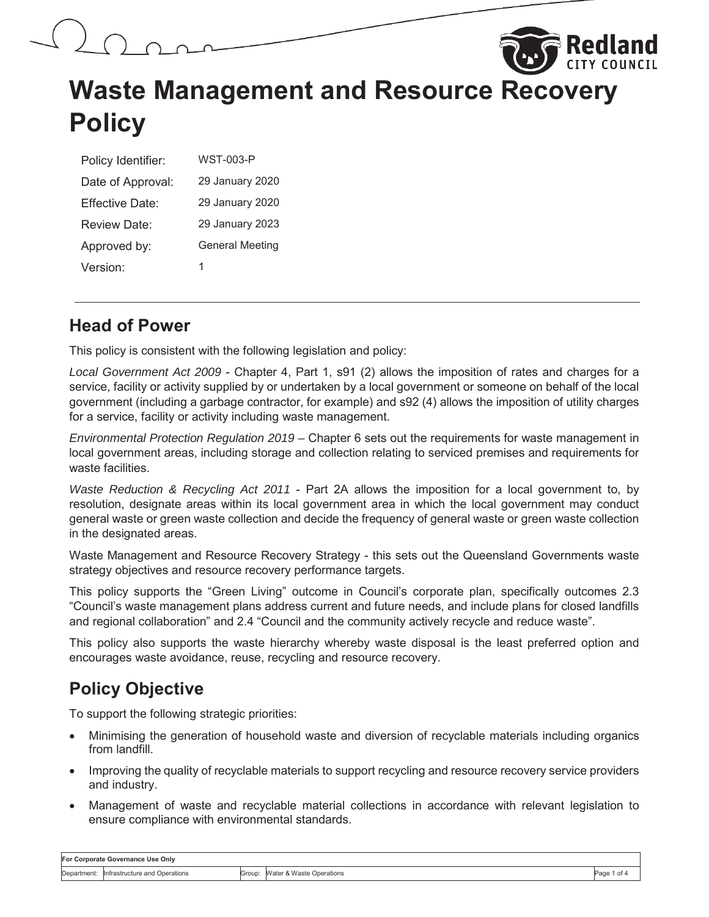# Waste Management and Resource Recovery Policy

| | |
|---|---|
| Policy Identifier: | WST-003-P |
| Date of Approval: | 29 January 2020 |
| Effective Date: | 29 January 2020 |
| Review Date: | 29 January 2023 |
| Approved by: | General Meeting |
| Version: | 1 |

## Head of Power

This policy is consistent with the following legislation and policy:

*Local Government Act 2009* - Chapter 4, Part 1, s91 (2) allows the imposition of rates and charges for a service, facility or activity supplied by or undertaken by a local government or someone on behalf of the local government (including a garbage contractor, for example) and s92 (4) allows the imposition of utility charges for a service, facility or activity including waste management.

*Environmental Protection Regulation 2019* – Chapter 6 sets out the requirements for waste management in local government areas, including storage and collection relating to serviced premises and requirements for waste facilities.

*Waste Reduction & Recycling Act 2011* - Part 2A allows the imposition for a local government to, by resolution, designate areas within its local government area in which the local government may conduct general waste or green waste collection and decide the frequency of general waste or green waste collection in the designated areas.

Waste Management and Resource Recovery Strategy - this sets out the Queensland Governments waste strategy objectives and resource recovery performance targets.

This policy supports the "Green Living" outcome in Council's corporate plan, specifically outcomes 2.3 "Council's waste management plans address current and future needs, and include plans for closed landfills and regional collaboration" and 2.4 "Council and the community actively recycle and reduce waste".

This policy also supports the waste hierarchy whereby waste disposal is the least preferred option and encourages waste avoidance, reuse, recycling and resource recovery.

## Policy Objective

To support the following strategic priorities:

- Minimising the generation of household waste and diversion of recyclable materials including organics from landfill.
- Improving the quality of recyclable materials to support recycling and resource recovery service providers and industry.
- Management of waste and recyclable material collections in accordance with relevant legislation to ensure compliance with environmental standards.

| For Corporate Governance Use Only | | | |
|---|---|---|---|
| Department: | Infrastructure and Operations | Group: | Water & Waste Operations |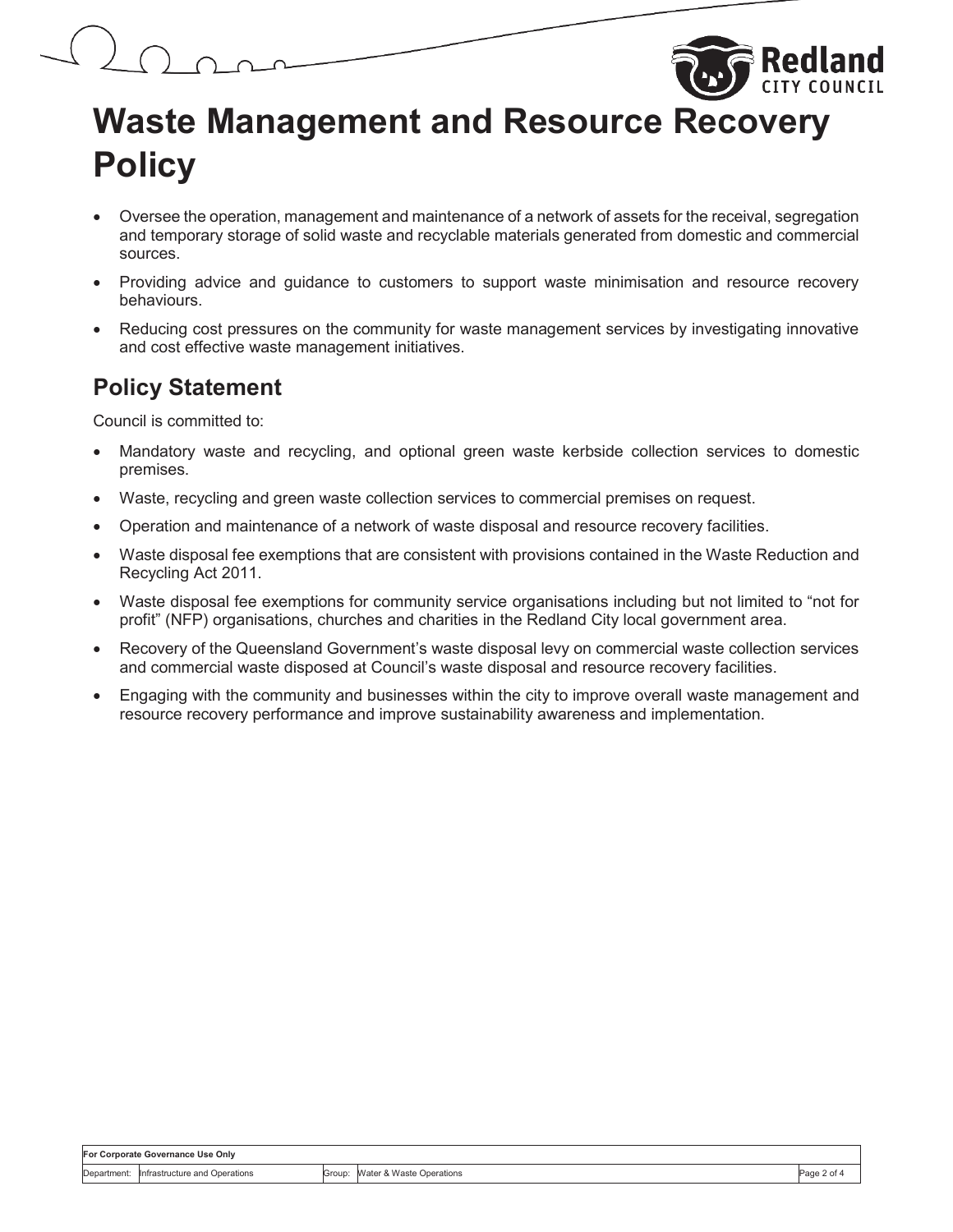# Waste Management and Resource Recovery Policy

- Oversee the operation, management and maintenance of a network of assets for the receival, segregation and temporary storage of solid waste and recyclable materials generated from domestic and commercial sources.
- Providing advice and guidance to customers to support waste minimisation and resource recovery behaviours.
- Reducing cost pressures on the community for waste management services by investigating innovative and cost effective waste management initiatives.

## Policy Statement

Council is committed to:

- Mandatory waste and recycling, and optional green waste kerbside collection services to domestic premises.
- Waste, recycling and green waste collection services to commercial premises on request.
- Operation and maintenance of a network of waste disposal and resource recovery facilities.
- Waste disposal fee exemptions that are consistent with provisions contained in the Waste Reduction and Recycling Act 2011.
- Waste disposal fee exemptions for community service organisations including but not limited to "not for profit" (NFP) organisations, churches and charities in the Redland City local government area.
- Recovery of the Queensland Government's waste disposal levy on commercial waste collection services and commercial waste disposed at Council's waste disposal and resource recovery facilities.
- Engaging with the community and businesses within the city to improve overall waste management and resource recovery performance and improve sustainability awareness and implementation.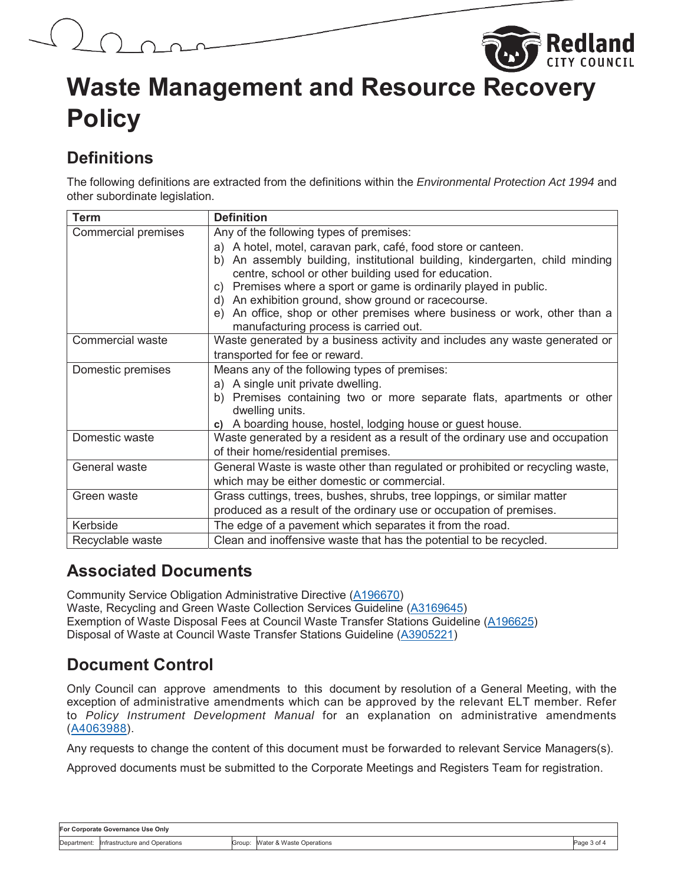# Waste Management and Resource Recovery Policy

## Definitions

The following definitions are extracted from the definitions within the *Environmental Protection Act 1994* and other subordinate legislation.

| Term | Definition |
|---|---|
| Commercial premises | Any of the following types of premises:<br>a) A hotel, motel, caravan park, café, food store or canteen.<br>b) An assembly building, institutional building, kindergarten, child minding centre, school or other building used for education.<br>c) Premises where a sport or game is ordinarily played in public.<br>d) An exhibition ground, show ground or racecourse.<br>e) An office, shop or other premises where business or work, other than a manufacturing process is carried out. |
| Commercial waste | Waste generated by a business activity and includes any waste generated or transported for fee or reward. |
| Domestic premises | Means any of the following types of premises:<br>a) A single unit private dwelling.<br>b) Premises containing two or more separate flats, apartments or other dwelling units.<br>**c)** A boarding house, hostel, lodging house or guest house. |
| Domestic waste | Waste generated by a resident as a result of the ordinary use and occupation of their home/residential premises. |
| General waste | General Waste is waste other than regulated or prohibited or recycling waste, which may be either domestic or commercial. |
| Green waste | Grass cuttings, trees, bushes, shrubs, tree loppings, or similar matter produced as a result of the ordinary use or occupation of premises. |
| Kerbside | The edge of a pavement which separates it from the road. |
| Recyclable waste | Clean and inoffensive waste that has the potential to be recycled. |

## Associated Documents

Community Service Obligation Administrative Directive (A196670)
Waste, Recycling and Green Waste Collection Services Guideline (A3169645)
Exemption of Waste Disposal Fees at Council Waste Transfer Stations Guideline (A196625)
Disposal of Waste at Council Waste Transfer Stations Guideline (A3905221)

## Document Control

Only Council can approve amendments to this document by resolution of a General Meeting, with the exception of administrative amendments which can be approved by the relevant ELT member. Refer to *Policy Instrument Development Manual* for an explanation on administrative amendments (A4063988).

Any requests to change the content of this document must be forwarded to relevant Service Managers(s).

Approved documents must be submitted to the Corporate Meetings and Registers Team for registration.

| For Corporate Governance Use Only | | | |
|---|---|---|---|
| Department: Infrastructure and Operations | Group: Water & Waste Operations | | |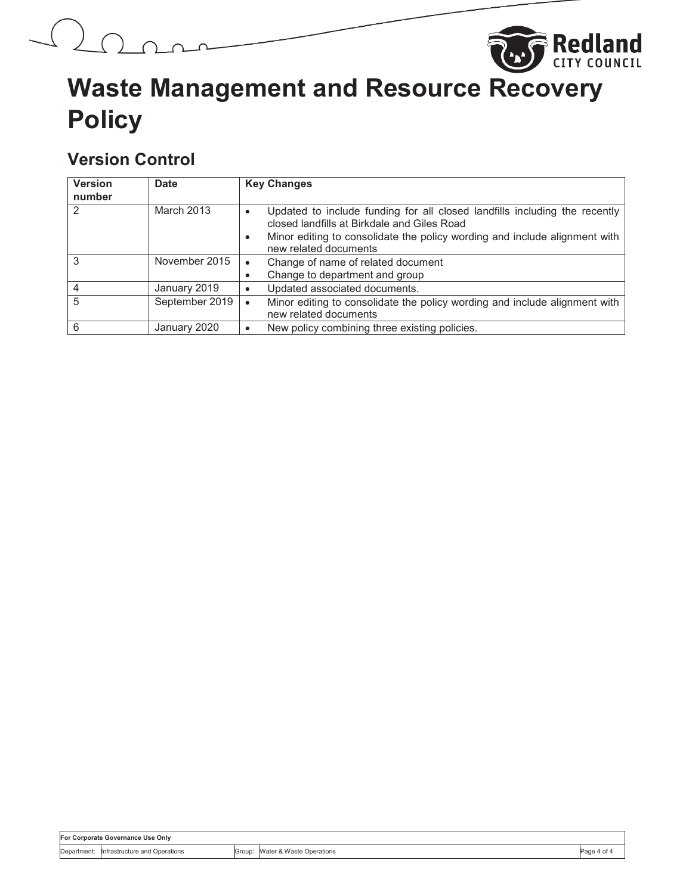# Waste Management and Resource Recovery Policy

## Version Control

| Version number | Date | Key Changes |
| --- | --- | --- |
| 2 | March 2013 | • Updated to include funding for all closed landfills including the recently closed landfills at Birkdale and Giles Road<br>• Minor editing to consolidate the policy wording and include alignment with new related documents |
| 3 | November 2015 | • Change of name of related document<br>• Change to department and group |
| 4 | January 2019 | • Updated associated documents. |
| 5 | September 2019 | • Minor editing to consolidate the policy wording and include alignment with new related documents |
| 6 | January 2020 | • New policy combining three existing policies. |

| For Corporate Governance Use Only | | | |
| --- | --- | --- | --- |
| Department: Infrastructure and Operations | Group: Water & Waste Operations | | |